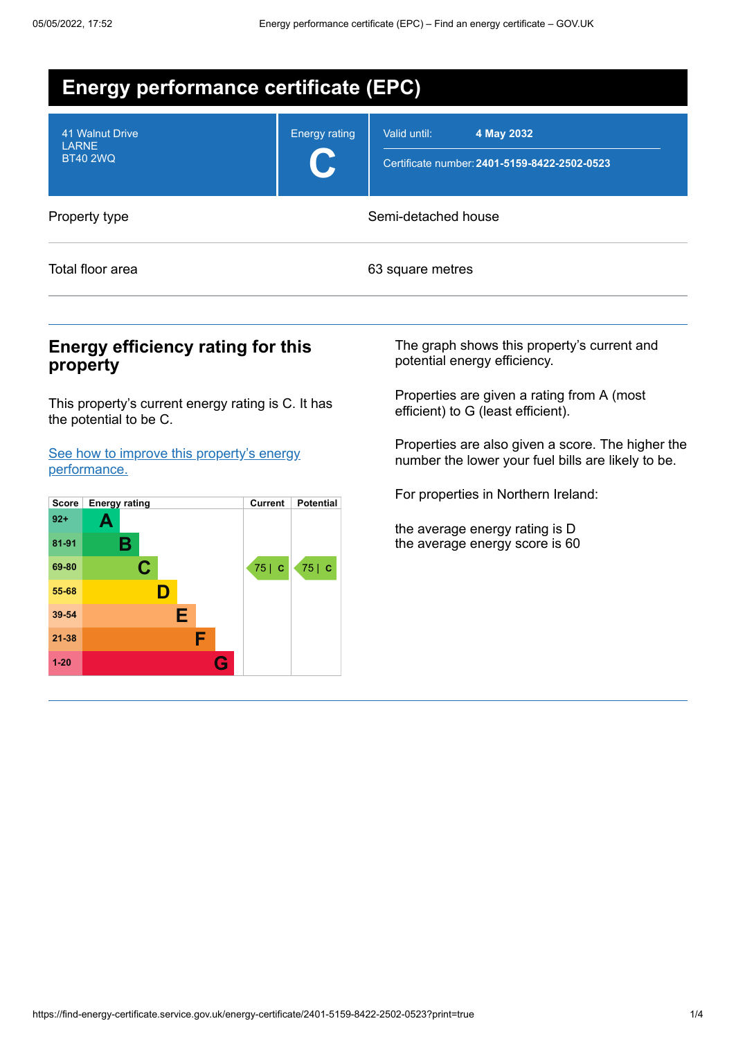# Energy performance certificate (EPC)

41 Walnut Drive
LARNE
BT40 2WQ

Energy rating

**C**

Valid until: **4 May 2032**

Certificate number: **2401-5159-8422-2502-0523**

| | |
|---|---|
| Property type | Semi-detached house |
| Total floor area | 63 square metres |

## Energy efficiency rating for this property

This property's current energy rating is C. It has the potential to be C.

[See how to improve this property's energy performance.](#)

| Score | Energy rating | Current | Potential |
|---|---|---|---|
| 92+ | A | | |
| 81-91 | B | | |
| 69-80 | C | 75 \| C | 75 \| C |
| 55-68 | D | | |
| 39-54 | E | | |
| 21-38 | F | | |
| 1-20 | G | | |

The graph shows this property's current and potential energy efficiency.

Properties are given a rating from A (most efficient) to G (least efficient).

Properties are also given a score. The higher the number the lower your fuel bills are likely to be.

For properties in Northern Ireland:

the average energy rating is D
the average energy score is 60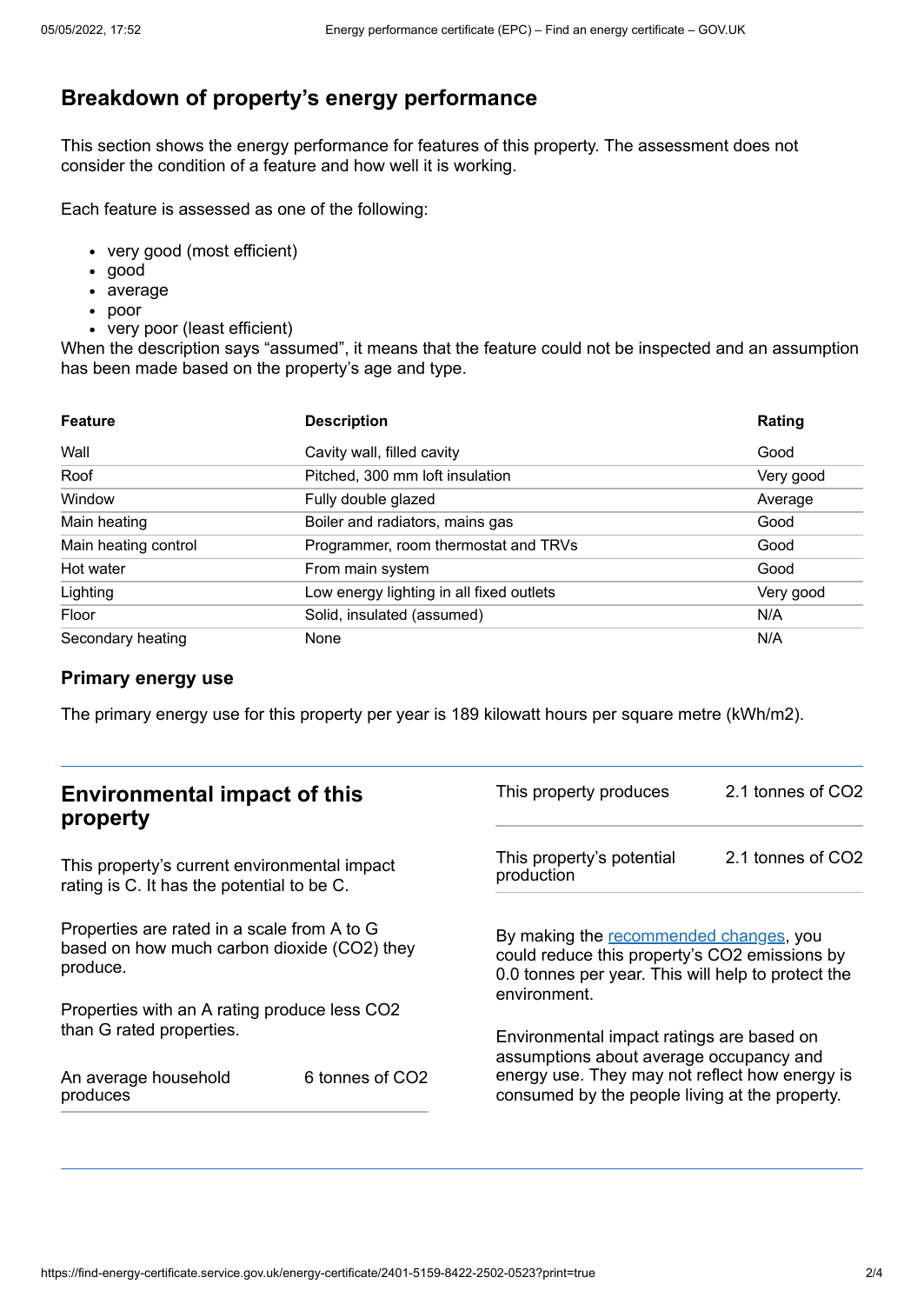## Breakdown of property's energy performance

This section shows the energy performance for features of this property. The assessment does not consider the condition of a feature and how well it is working.

Each feature is assessed as one of the following:

- very good (most efficient)
- good
- average
- poor
- very poor (least efficient)

When the description says "assumed", it means that the feature could not be inspected and an assumption has been made based on the property's age and type.

| Feature | Description | Rating |
|---|---|---|
| Wall | Cavity wall, filled cavity | Good |
| Roof | Pitched, 300 mm loft insulation | Very good |
| Window | Fully double glazed | Average |
| Main heating | Boiler and radiators, mains gas | Good |
| Main heating control | Programmer, room thermostat and TRVs | Good |
| Hot water | From main system | Good |
| Lighting | Low energy lighting in all fixed outlets | Very good |
| Floor | Solid, insulated (assumed) | N/A |
| Secondary heating | None | N/A |

### Primary energy use

The primary energy use for this property per year is 189 kilowatt hours per square metre (kWh/m2).

## Environmental impact of this property

This property's current environmental impact rating is C. It has the potential to be C.

Properties are rated in a scale from A to G based on how much carbon dioxide ($CO_2$) they produce.

Properties with an A rating produce less $CO_2$ than G rated properties.

| | |
|---|---|
| An average household produces | 6 tonnes of $CO_2$ |
| This property produces | 2.1 tonnes of $CO_2$ |
| This property's potential production | 2.1 tonnes of $CO_2$ |

By making the recommended changes, you could reduce this property's $CO_2$ emissions by 0.0 tonnes per year. This will help to protect the environment.

Environmental impact ratings are based on assumptions about average occupancy and energy use. They may not reflect how energy is consumed by the people living at the property.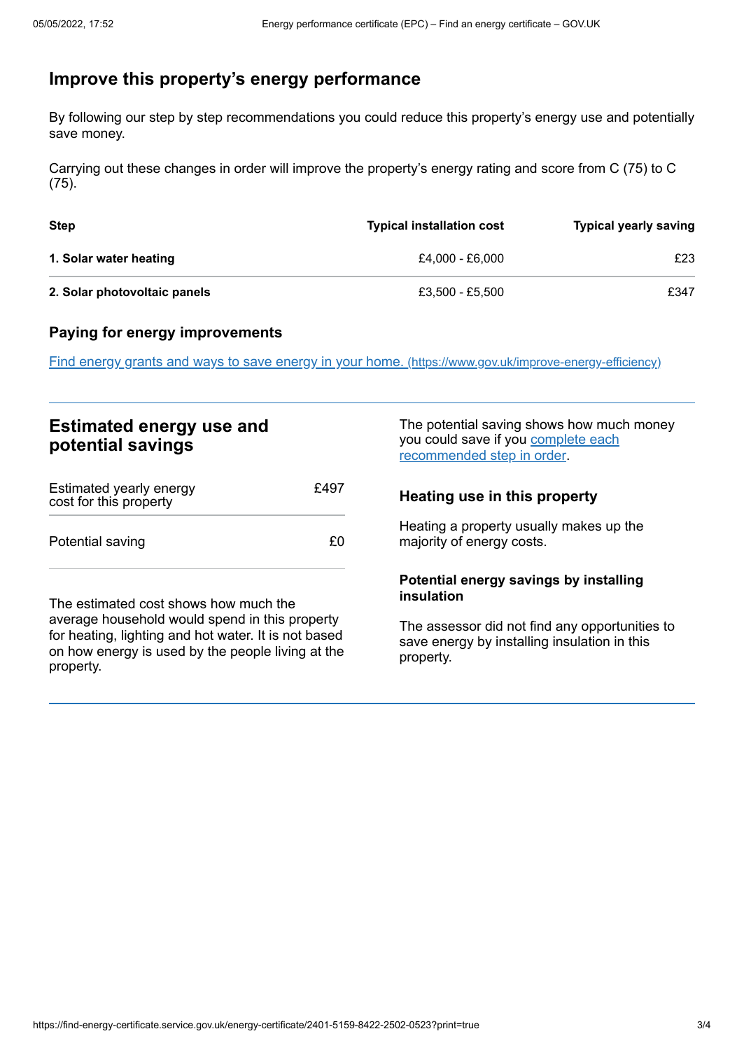## Improve this property's energy performance

By following our step by step recommendations you could reduce this property's energy use and potentially save money.

Carrying out these changes in order will improve the property's energy rating and score from C (75) to C (75).

| Step | Typical installation cost | Typical yearly saving |
| --- | --- | --- |
| **1. Solar water heating** | £4,000 - £6,000 | £23 |
| **2. Solar photovoltaic panels** | £3,500 - £5,500 | £347 |

### Paying for energy improvements

[Find energy grants and ways to save energy in your home. (https://www.gov.uk/improve-energy-efficiency)](https://www.gov.uk/improve-energy-efficiency)

## Estimated energy use and potential savings

| | |
| --- | --- |
| Estimated yearly energy cost for this property | £497 |
| Potential saving | £0 |

The estimated cost shows how much the average household would spend in this property for heating, lighting and hot water. It is not based on how energy is used by the people living at the property.

The potential saving shows how much money you could save if you complete each recommended step in order.

### Heating use in this property

Heating a property usually makes up the majority of energy costs.

#### Potential energy savings by installing insulation

The assessor did not find any opportunities to save energy by installing insulation in this property.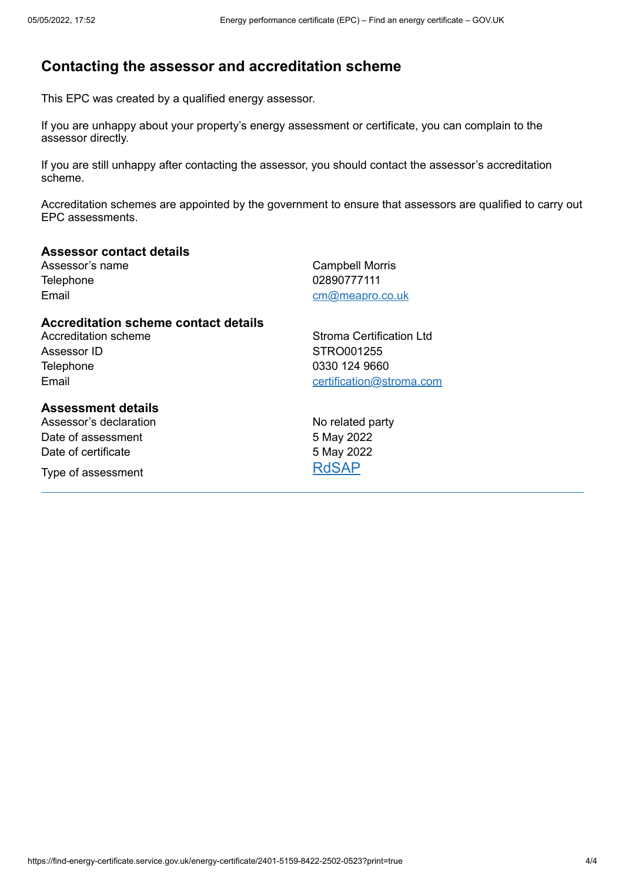## Contacting the assessor and accreditation scheme

This EPC was created by a qualified energy assessor.

If you are unhappy about your property's energy assessment or certificate, you can complain to the assessor directly.

If you are still unhappy after contacting the assessor, you should contact the assessor's accreditation scheme.

Accreditation schemes are appointed by the government to ensure that assessors are qualified to carry out EPC assessments.

### Assessor contact details

| | |
|---|---|
| Assessor's name | Campbell Morris |
| Telephone | 02890777111 |
| Email | cm@meapro.co.uk |

### Accreditation scheme contact details

| | |
|---|---|
| Accreditation scheme | Stroma Certification Ltd |
| Assessor ID | STRO001255 |
| Telephone | 0330 124 9660 |
| Email | certification@stroma.com |

### Assessment details

| | |
|---|---|
| Assessor's declaration | No related party |
| Date of assessment | 5 May 2022 |
| Date of certificate | 5 May 2022 |
| Type of assessment | RdSAP |